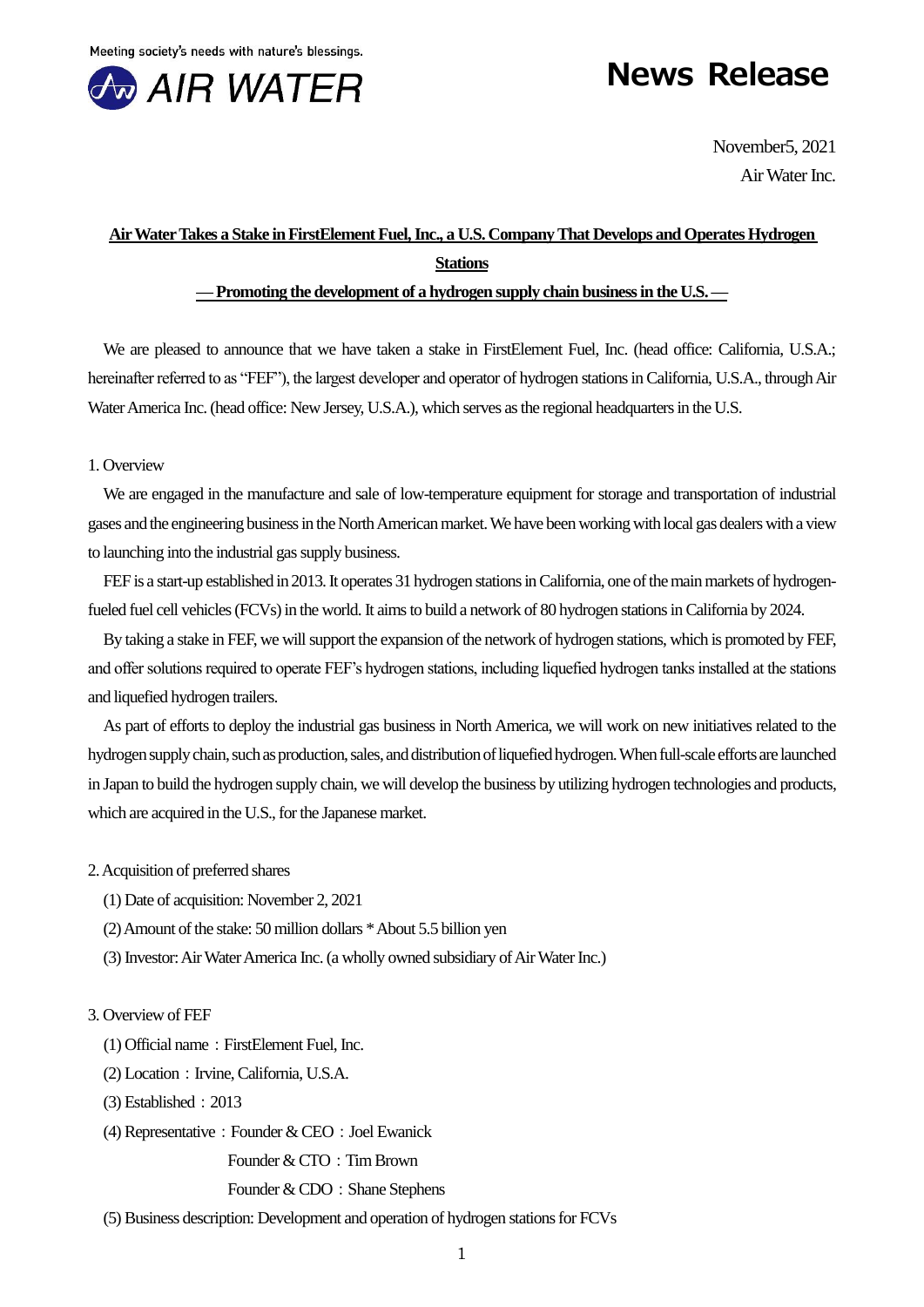Meeting society's needs with nature's blessings.

AIR WATER

# News Release

November5, 2021
Air Water Inc.

**Air Water Takes a Stake in FirstElement Fuel, Inc., a U.S. Company That Develops and Operates Hydrogen Stations**

**— Promoting the development of a hydrogen supply chain business in the U.S. —**

We are pleased to announce that we have taken a stake in FirstElement Fuel, Inc. (head office: California, U.S.A.; hereinafter referred to as "FEF"), the largest developer and operator of hydrogen stations in California, U.S.A., through Air Water America Inc. (head office: New Jersey, U.S.A.), which serves as the regional headquarters in the U.S.

1. Overview

We are engaged in the manufacture and sale of low-temperature equipment for storage and transportation of industrial gases and the engineering business in the North American market. We have been working with local gas dealers with a view to launching into the industrial gas supply business.

FEF is a start-up established in 2013. It operates 31 hydrogen stations in California, one of the main markets of hydrogen-fueled fuel cell vehicles (FCVs) in the world. It aims to build a network of 80 hydrogen stations in California by 2024.

By taking a stake in FEF, we will support the expansion of the network of hydrogen stations, which is promoted by FEF, and offer solutions required to operate FEF's hydrogen stations, including liquefied hydrogen tanks installed at the stations and liquefied hydrogen trailers.

As part of efforts to deploy the industrial gas business in North America, we will work on new initiatives related to the hydrogen supply chain, such as production, sales, and distribution of liquefied hydrogen. When full-scale efforts are launched in Japan to build the hydrogen supply chain, we will develop the business by utilizing hydrogen technologies and products, which are acquired in the U.S., for the Japanese market.

2. Acquisition of preferred shares

(1) Date of acquisition: November 2, 2021

(2) Amount of the stake: 50 million dollars * About 5.5 billion yen

(3) Investor: Air Water America Inc. (a wholly owned subsidiary of Air Water Inc.)

3. Overview of FEF

(1) Official name：FirstElement Fuel, Inc.

(2) Location：Irvine, California, U.S.A.

(3) Established：2013

(4) Representative：Founder & CEO：Joel Ewanick
Founder & CTO：Tim Brown
Founder & CDO：Shane Stephens

(5) Business description: Development and operation of hydrogen stations for FCVs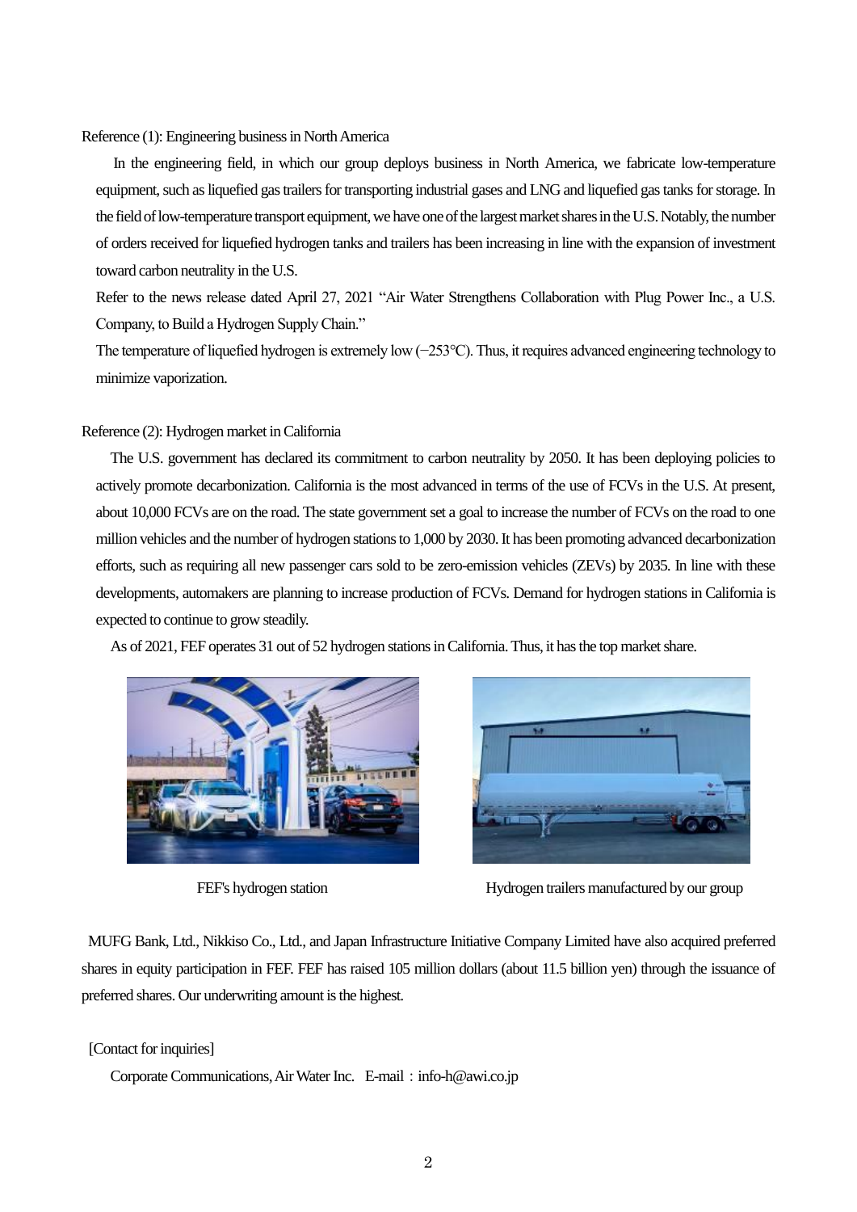Reference (1): Engineering business in North America

In the engineering field, in which our group deploys business in North America, we fabricate low-temperature equipment, such as liquefied gas trailers for transporting industrial gases and LNG and liquefied gas tanks for storage. In the field of low-temperature transport equipment, we have one of the largest market shares in the U.S. Notably, the number of orders received for liquefied hydrogen tanks and trailers has been increasing in line with the expansion of investment toward carbon neutrality in the U.S.

Refer to the news release dated April 27, 2021 "Air Water Strengthens Collaboration with Plug Power Inc., a U.S. Company, to Build a Hydrogen Supply Chain."

The temperature of liquefied hydrogen is extremely low (−253°C). Thus, it requires advanced engineering technology to minimize vaporization.

Reference (2): Hydrogen market in California

The U.S. government has declared its commitment to carbon neutrality by 2050. It has been deploying policies to actively promote decarbonization. California is the most advanced in terms of the use of FCVs in the U.S. At present, about 10,000 FCVs are on the road. The state government set a goal to increase the number of FCVs on the road to one million vehicles and the number of hydrogen stations to 1,000 by 2030. It has been promoting advanced decarbonization efforts, such as requiring all new passenger cars sold to be zero-emission vehicles (ZEVs) by 2035. In line with these developments, automakers are planning to increase production of FCVs. Demand for hydrogen stations in California is expected to continue to grow steadily.

As of 2021, FEF operates 31 out of 52 hydrogen stations in California. Thus, it has the top market share.

FEF's hydrogen station

Hydrogen trailers manufactured by our group

MUFG Bank, Ltd., Nikkiso Co., Ltd., and Japan Infrastructure Initiative Company Limited have also acquired preferred shares in equity participation in FEF. FEF has raised 105 million dollars (about 11.5 billion yen) through the issuance of preferred shares. Our underwriting amount is the highest.

[Contact for inquiries]

Corporate Communications, Air Water Inc. E-mail：info-h@awi.co.jp